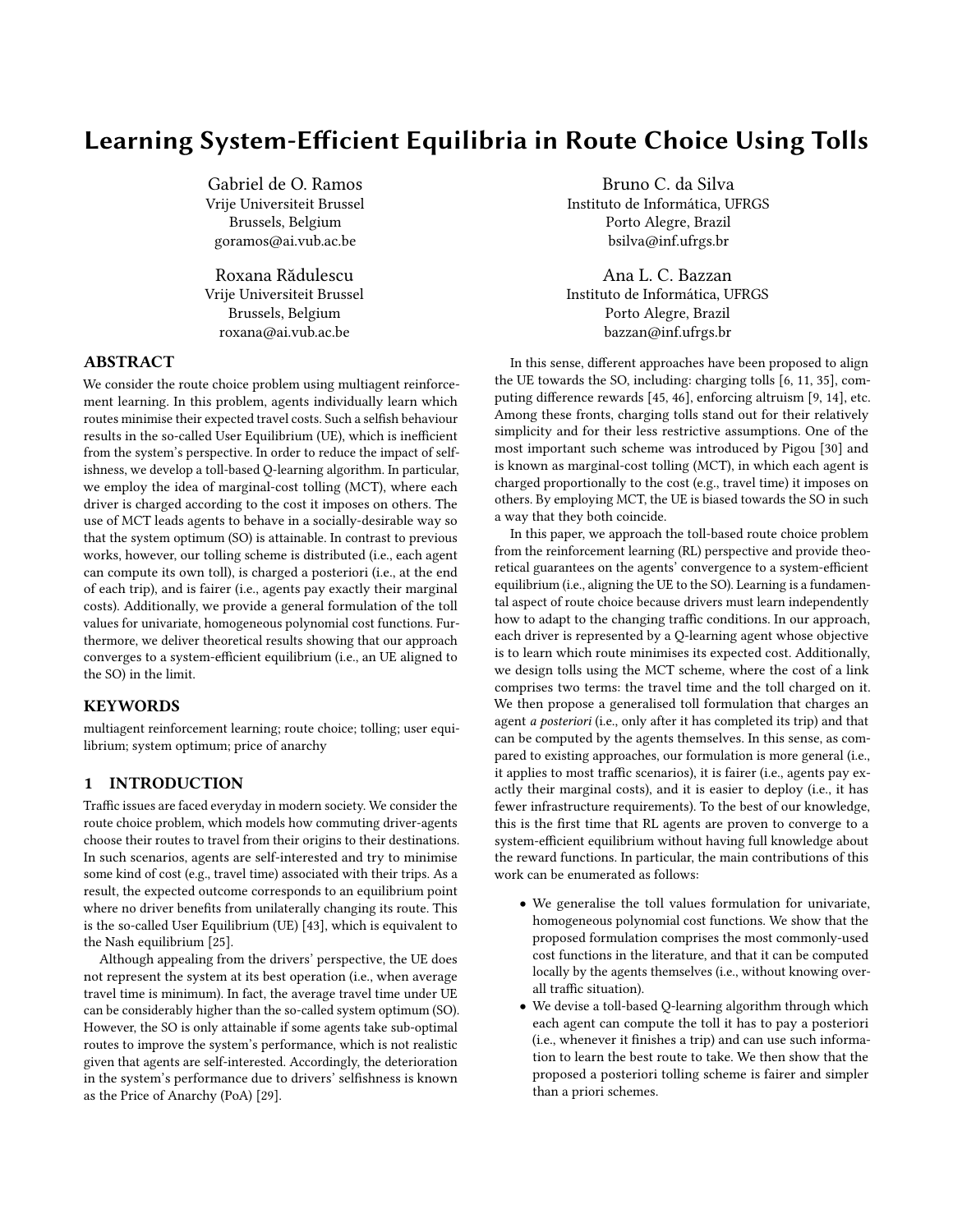# Learning System-Efficient Equilibria in Route Choice Using Tolls

Gabriel de O. Ramos
Vrije Universiteit Brussel
Brussels, Belgium
goramos@ai.vub.ac.be

Bruno C. da Silva
Instituto de Informática, UFRGS
Porto Alegre, Brazil
bsilva@inf.ufrgs.br

Roxana Rădulescu
Vrije Universiteit Brussel
Brussels, Belgium
roxana@ai.vub.ac.be

Ana L. C. Bazzan
Instituto de Informática, UFRGS
Porto Alegre, Brazil
bazzan@inf.ufrgs.br

## ABSTRACT

We consider the route choice problem using multiagent reinforcement learning. In this problem, agents individually learn which routes minimise their expected travel costs. Such a selfish behaviour results in the so-called User Equilibrium (UE), which is inefficient from the system's perspective. In order to reduce the impact of selfishness, we develop a toll-based Q-learning algorithm. In particular, we employ the idea of marginal-cost tolling (MCT), where each driver is charged according to the cost it imposes on others. The use of MCT leads agents to behave in a socially-desirable way so that the system optimum (SO) is attainable. In contrast to previous works, however, our tolling scheme is distributed (i.e., each agent can compute its own toll), is charged a posteriori (i.e., at the end of each trip), and is fairer (i.e., agents pay exactly their marginal costs). Additionally, we provide a general formulation of the toll values for univariate, homogeneous polynomial cost functions. Furthermore, we deliver theoretical results showing that our approach converges to a system-efficient equilibrium (i.e., an UE aligned to the SO) in the limit.

## KEYWORDS

multiagent reinforcement learning; route choice; tolling; user equilibrium; system optimum; price of anarchy

## 1 INTRODUCTION

Traffic issues are faced everyday in modern society. We consider the route choice problem, which models how commuting driver-agents choose their routes to travel from their origins to their destinations. In such scenarios, agents are self-interested and try to minimise some kind of cost (e.g., travel time) associated with their trips. As a result, the expected outcome corresponds to an equilibrium point where no driver benefits from unilaterally changing its route. This is the so-called User Equilibrium (UE) [43], which is equivalent to the Nash equilibrium [25].

Although appealing from the drivers' perspective, the UE does not represent the system at its best operation (i.e., when average travel time is minimum). In fact, the average travel time under UE can be considerably higher than the so-called system optimum (SO). However, the SO is only attainable if some agents take sub-optimal routes to improve the system's performance, which is not realistic given that agents are self-interested. Accordingly, the deterioration in the system's performance due to drivers' selfishness is known as the Price of Anarchy (PoA) [29].

In this sense, different approaches have been proposed to align the UE towards the SO, including: charging tolls [6, 11, 35], computing difference rewards [45, 46], enforcing altruism [9, 14], etc. Among these fronts, charging tolls stand out for their relatively simplicity and for their less restrictive assumptions. One of the most important such scheme was introduced by Pigou [30] and is known as marginal-cost tolling (MCT), in which each agent is charged proportionally to the cost (e.g., travel time) it imposes on others. By employing MCT, the UE is biased towards the SO in such a way that they both coincide.

In this paper, we approach the toll-based route choice problem from the reinforcement learning (RL) perspective and provide theoretical guarantees on the agents' convergence to a system-efficient equilibrium (i.e., aligning the UE to the SO). Learning is a fundamental aspect of route choice because drivers must learn independently how to adapt to the changing traffic conditions. In our approach, each driver is represented by a Q-learning agent whose objective is to learn which route minimises its expected cost. Additionally, we design tolls using the MCT scheme, where the cost of a link comprises two terms: the travel time and the toll charged on it. We then propose a generalised toll formulation that charges an agent *a posteriori* (i.e., only after it has completed its trip) and that can be computed by the agents themselves. In this sense, as compared to existing approaches, our formulation is more general (i.e., it applies to most traffic scenarios), it is fairer (i.e., agents pay exactly their marginal costs), and it is easier to deploy (i.e., it has fewer infrastructure requirements). To the best of our knowledge, this is the first time that RL agents are proven to converge to a system-efficient equilibrium without having full knowledge about the reward functions. In particular, the main contributions of this work can be enumerated as follows:

- We generalise the toll values formulation for univariate, homogeneous polynomial cost functions. We show that the proposed formulation comprises the most commonly-used cost functions in the literature, and that it can be computed locally by the agents themselves (i.e., without knowing overall traffic situation).
- We devise a toll-based Q-learning algorithm through which each agent can compute the toll it has to pay a posteriori (i.e., whenever it finishes a trip) and can use such information to learn the best route to take. We then show that the proposed a posteriori tolling scheme is fairer and simpler than a priori schemes.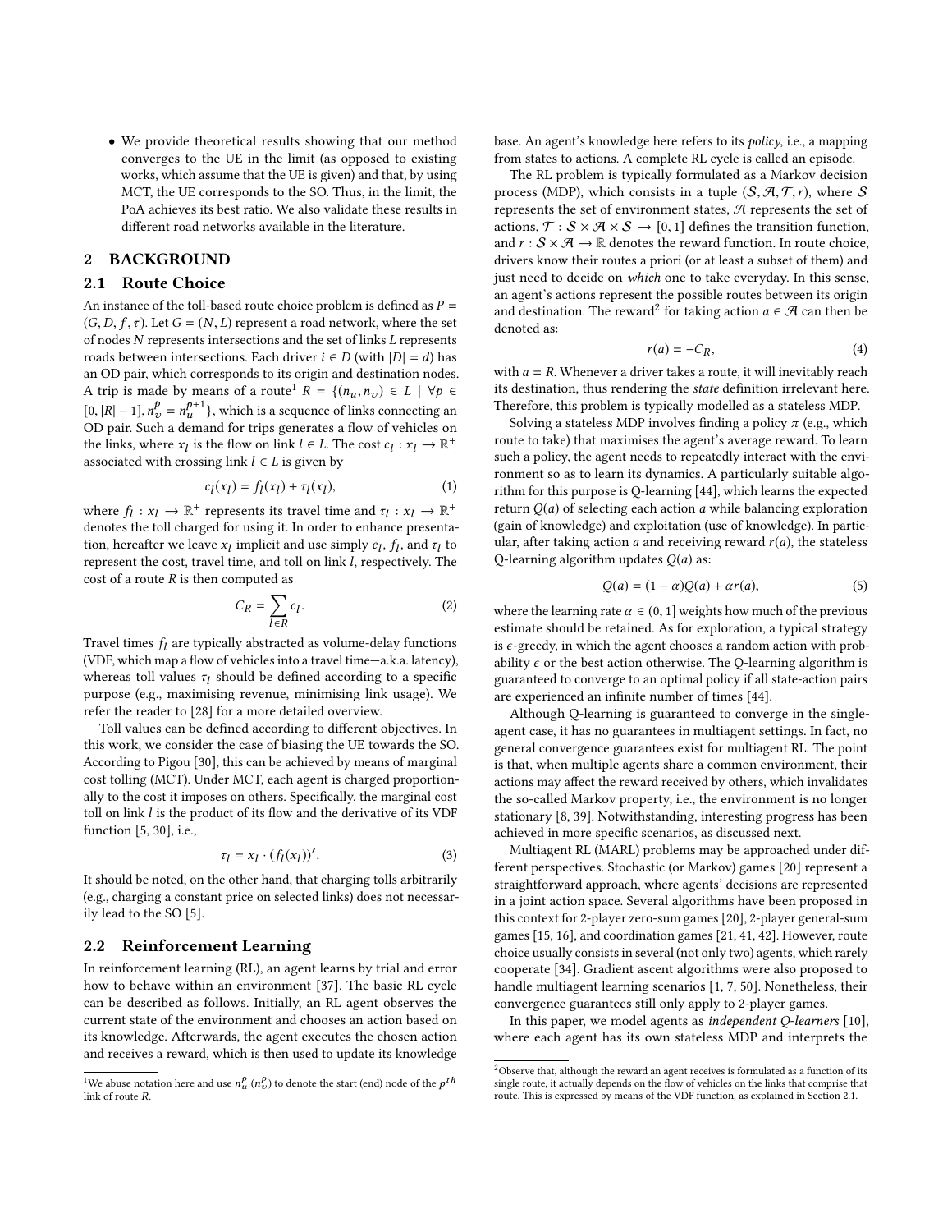- We provide theoretical results showing that our method converges to the UE in the limit (as opposed to existing works, which assume that the UE is given) and that, by using MCT, the UE corresponds to the SO. Thus, in the limit, the PoA achieves its best ratio. We also validate these results in different road networks available in the literature.

## 2 BACKGROUND

### 2.1 Route Choice

An instance of the toll-based route choice problem is defined as $P = (G, D, f, \tau)$. Let $G = (N, L)$ represent a road network, where the set of nodes $N$ represents intersections and the set of links $L$ represents roads between intersections. Each driver $i \in D$ (with $|D| = d$) has an OD pair, which corresponds to its origin and destination nodes. A trip is made by means of a route[1] $R = \{(n_u, n_v) \in L \mid \forall p \in [0, |R|-1], n_v^p = n_u^{p+1}\}$, which is a sequence of links connecting an OD pair. Such a demand for trips generates a flow of vehicles on the links, where $x_l$ is the flow on link $l \in L$. The cost $c_l : x_l \to \mathbb{R}^+$ associated with crossing link $l \in L$ is given by

$$c_l(x_l) = f_l(x_l) + \tau_l(x_l), \tag{1}$$

where $f_l : x_l \to \mathbb{R}^+$ represents its travel time and $\tau_l : x_l \to \mathbb{R}^+$ denotes the toll charged for using it. In order to enhance presentation, hereafter we leave $x_l$ implicit and use simply $c_l$, $f_l$, and $\tau_l$ to represent the cost, travel time, and toll on link $l$, respectively. The cost of a route $R$ is then computed as

$$C_R = \sum_{l \in R} c_l. \tag{2}$$

Travel times $f_l$ are typically abstracted as volume-delay functions (VDF, which map a flow of vehicles into a travel time—a.k.a. latency), whereas toll values $\tau_l$ should be defined according to a specific purpose (e.g., maximising revenue, minimising link usage). We refer the reader to [28] for a more detailed overview.

Toll values can be defined according to different objectives. In this work, we consider the case of biasing the UE towards the SO. According to Pigou [30], this can be achieved by means of marginal cost tolling (MCT). Under MCT, each agent is charged proportionally to the cost it imposes on others. Specifically, the marginal cost toll on link $l$ is the product of its flow and the derivative of its VDF function [5, 30], i.e.,

$$\tau_l = x_l \cdot (f_l(x_l))'. \tag{3}$$

It should be noted, on the other hand, that charging tolls arbitrarily (e.g., charging a constant price on selected links) does not necessarily lead to the SO [5].

### 2.2 Reinforcement Learning

In reinforcement learning (RL), an agent learns by trial and error how to behave within an environment [37]. The basic RL cycle can be described as follows. Initially, an RL agent observes the current state of the environment and chooses an action based on its knowledge. Afterwards, the agent executes the chosen action and receives a reward, which is then used to update its knowledge base. An agent's knowledge here refers to its *policy*, i.e., a mapping from states to actions. A complete RL cycle is called an episode.

The RL problem is typically formulated as a Markov decision process (MDP), which consists in a tuple $(\mathcal{S}, \mathcal{A}, \mathcal{T}, r)$, where $\mathcal{S}$ represents the set of environment states, $\mathcal{A}$ represents the set of actions, $\mathcal{T} : \mathcal{S} \times \mathcal{A} \times \mathcal{S} \to [0, 1]$ defines the transition function, and $r : \mathcal{S} \times \mathcal{A} \to \mathbb{R}$ denotes the reward function. In route choice, drivers know their routes a priori (or at least a subset of them) and just need to decide on *which* one to take everyday. In this sense, an agent's actions represent the possible routes between its origin and destination. The reward[2] for taking action $a \in \mathcal{A}$ can then be denoted as:

$$r(a) = -C_R, \tag{4}$$

with $a = R$. Whenever a driver takes a route, it will inevitably reach its destination, thus rendering the *state* definition irrelevant here. Therefore, this problem is typically modelled as a stateless MDP.

Solving a stateless MDP involves finding a policy $\pi$ (e.g., which route to take) that maximises the agent's average reward. To learn such a policy, the agent needs to repeatedly interact with the environment so as to learn its dynamics. A particularly suitable algorithm for this purpose is Q-learning [44], which learns the expected return $Q(a)$ of selecting each action $a$ while balancing exploration (gain of knowledge) and exploitation (use of knowledge). In particular, after taking action $a$ and receiving reward $r(a)$, the stateless Q-learning algorithm updates $Q(a)$ as:

$$Q(a) = (1 - \alpha)Q(a) + \alpha r(a), \tag{5}$$

where the learning rate $\alpha \in (0, 1]$ weights how much of the previous estimate should be retained. As for exploration, a typical strategy is $\epsilon$-greedy, in which the agent chooses a random action with probability $\epsilon$ or the best action otherwise. The Q-learning algorithm is guaranteed to converge to an optimal policy if all state-action pairs are experienced an infinite number of times [44].

Although Q-learning is guaranteed to converge in the single-agent case, it has no guarantees in multiagent settings. In fact, no general convergence guarantees exist for multiagent RL. The point is that, when multiple agents share a common environment, their actions may affect the reward received by others, which invalidates the so-called Markov property, i.e., the environment is no longer stationary [8, 39]. Notwithstanding, interesting progress has been achieved in more specific scenarios, as discussed next.

Multiagent RL (MARL) problems may be approached under different perspectives. Stochastic (or Markov) games [20] represent a straightforward approach, where agents' decisions are represented in a joint action space. Several algorithms have been proposed in this context for 2-player zero-sum games [20], 2-player general-sum games [15, 16], and coordination games [21, 41, 42]. However, route choice usually consists in several (not only two) agents, which rarely cooperate [34]. Gradient ascent algorithms were also proposed to handle multiagent learning scenarios [1, 7, 50]. Nonetheless, their convergence guarantees still only apply to 2-player games.

In this paper, we model agents as *independent Q-learners* [10], where each agent has its own stateless MDP and interprets the

---

[1] We abuse notation here and use $n_u^p$ ($n_v^p$) to denote the start (end) node of the $p^{th}$ link of route $R$.

[2] Observe that, although the reward an agent receives is formulated as a function of its single route, it actually depends on the flow of vehicles on the links that comprise that route. This is expressed by means of the VDF function, as explained in Section 2.1.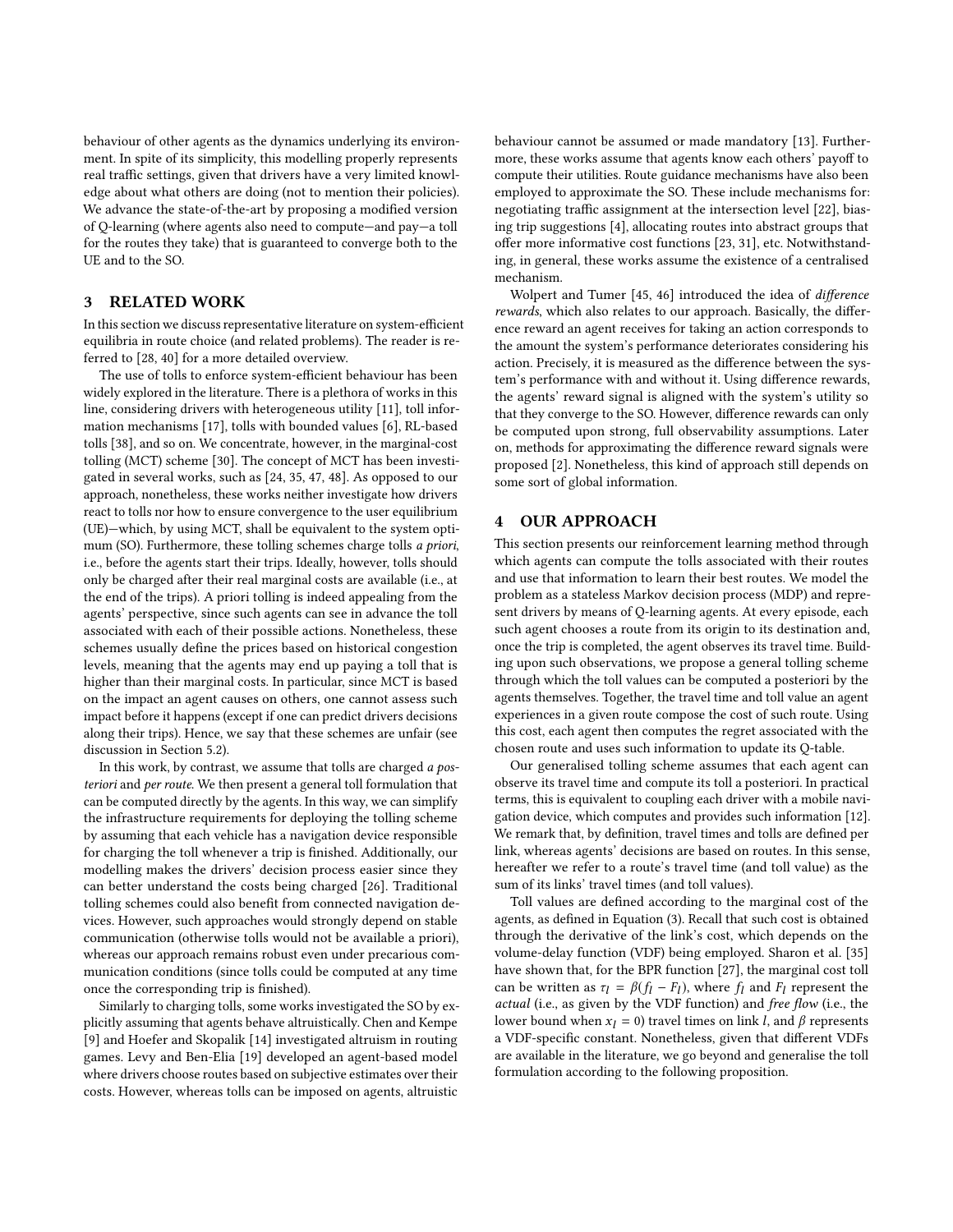behaviour of other agents as the dynamics underlying its environment. In spite of its simplicity, this modelling properly represents real traffic settings, given that drivers have a very limited knowledge about what others are doing (not to mention their policies). We advance the state-of-the-art by proposing a modified version of Q-learning (where agents also need to compute—and pay—a toll for the routes they take) that is guaranteed to converge both to the UE and to the SO.

## 3 RELATED WORK

In this section we discuss representative literature on system-efficient equilibria in route choice (and related problems). The reader is referred to [28, 40] for a more detailed overview.

The use of tolls to enforce system-efficient behaviour has been widely explored in the literature. There is a plethora of works in this line, considering drivers with heterogeneous utility [11], toll information mechanisms [17], tolls with bounded values [6], RL-based tolls [38], and so on. We concentrate, however, in the marginal-cost tolling (MCT) scheme [30]. The concept of MCT has been investigated in several works, such as [24, 35, 47, 48]. As opposed to our approach, nonetheless, these works neither investigate how drivers react to tolls nor how to ensure convergence to the user equilibrium (UE)—which, by using MCT, shall be equivalent to the system optimum (SO). Furthermore, these tolling schemes charge tolls *a priori*, i.e., before the agents start their trips. Ideally, however, tolls should only be charged after their real marginal costs are available (i.e., at the end of the trips). A priori tolling is indeed appealing from the agents' perspective, since such agents can see in advance the toll associated with each of their possible actions. Nonetheless, these schemes usually define the prices based on historical congestion levels, meaning that the agents may end up paying a toll that is higher than their marginal costs. In particular, since MCT is based on the impact an agent causes on others, one cannot assess such impact before it happens (except if one can predict drivers decisions along their trips). Hence, we say that these schemes are unfair (see discussion in Section 5.2).

In this work, by contrast, we assume that tolls are charged *a posteriori* and *per route*. We then present a general toll formulation that can be computed directly by the agents. In this way, we can simplify the infrastructure requirements for deploying the tolling scheme by assuming that each vehicle has a navigation device responsible for charging the toll whenever a trip is finished. Additionally, our modelling makes the drivers' decision process easier since they can better understand the costs being charged [26]. Traditional tolling schemes could also benefit from connected navigation devices. However, such approaches would strongly depend on stable communication (otherwise tolls would not be available a priori), whereas our approach remains robust even under precarious communication conditions (since tolls could be computed at any time once the corresponding trip is finished).

Similarly to charging tolls, some works investigated the SO by explicitly assuming that agents behave altruistically. Chen and Kempe [9] and Hoefer and Skopalik [14] investigated altruism in routing games. Levy and Ben-Elia [19] developed an agent-based model where drivers choose routes based on subjective estimates over their costs. However, whereas tolls can be imposed on agents, altruistic behaviour cannot be assumed or made mandatory [13]. Furthermore, these works assume that agents know each others' payoff to compute their utilities. Route guidance mechanisms have also been employed to approximate the SO. These include mechanisms for: negotiating traffic assignment at the intersection level [22], biasing trip suggestions [4], allocating routes into abstract groups that offer more informative cost functions [23, 31], etc. Notwithstanding, in general, these works assume the existence of a centralised mechanism.

Wolpert and Tumer [45, 46] introduced the idea of *difference rewards*, which also relates to our approach. Basically, the difference reward an agent receives for taking an action corresponds to the amount the system's performance deteriorates considering his action. Precisely, it is measured as the difference between the system's performance with and without it. Using difference rewards, the agents' reward signal is aligned with the system's utility so that they converge to the SO. However, difference rewards can only be computed upon strong, full observability assumptions. Later on, methods for approximating the difference reward signals were proposed [2]. Nonetheless, this kind of approach still depends on some sort of global information.

## 4 OUR APPROACH

This section presents our reinforcement learning method through which agents can compute the tolls associated with their routes and use that information to learn their best routes. We model the problem as a stateless Markov decision process (MDP) and represent drivers by means of Q-learning agents. At every episode, each such agent chooses a route from its origin to its destination and, once the trip is completed, the agent observes its travel time. Building upon such observations, we propose a general tolling scheme through which the toll values can be computed a posteriori by the agents themselves. Together, the travel time and toll value an agent experiences in a given route compose the cost of such route. Using this cost, each agent then computes the regret associated with the chosen route and uses such information to update its Q-table.

Our generalised tolling scheme assumes that each agent can observe its travel time and compute its toll a posteriori. In practical terms, this is equivalent to coupling each driver with a mobile navigation device, which computes and provides such information [12]. We remark that, by definition, travel times and tolls are defined per link, whereas agents' decisions are based on routes. In this sense, hereafter we refer to a route's travel time (and toll value) as the sum of its links' travel times (and toll values).

Toll values are defined according to the marginal cost of the agents, as defined in Equation (3). Recall that such cost is obtained through the derivative of the link's cost, which depends on the volume-delay function (VDF) being employed. Sharon et al. [35] have shown that, for the BPR function [27], the marginal cost toll can be written as $\tau_l = \beta(f_l - F_l)$, where $f_l$ and $F_l$ represent the *actual* (i.e., as given by the VDF function) and *free flow* (i.e., the lower bound when $x_l = 0$) travel times on link $l$, and $\beta$ represents a VDF-specific constant. Nonetheless, given that different VDFs are available in the literature, we go beyond and generalise the toll formulation according to the following proposition.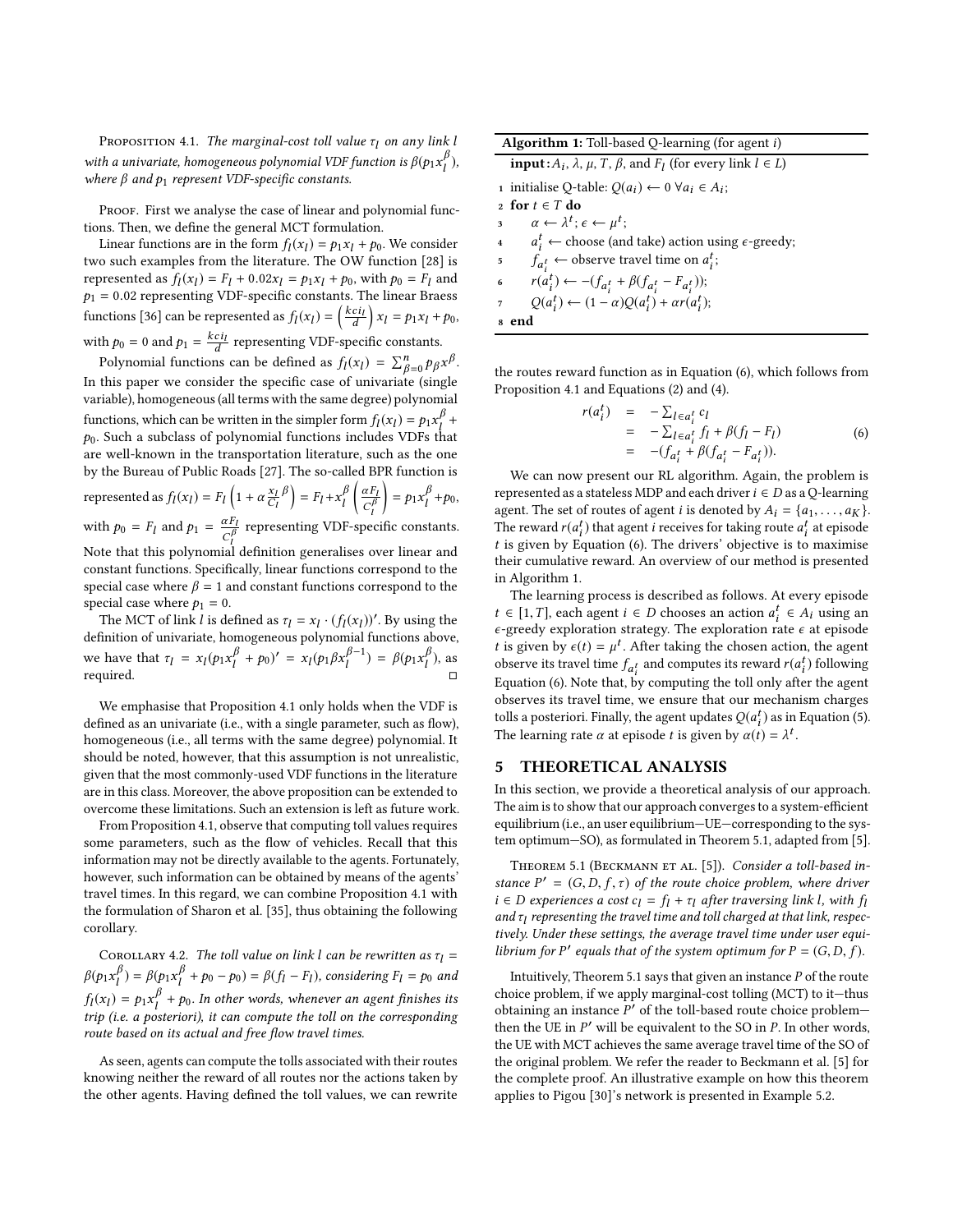Proposition 4.1. *The marginal-cost toll value $\tau_l$ on any link $l$ with a univariate, homogeneous polynomial VDF function is $\beta(p_1 x_l^\beta)$, where $\beta$ and $p_1$ represent VDF-specific constants.*

Proof. First we analyse the case of linear and polynomial functions. Then, we define the general MCT formulation.

Linear functions are in the form $f_l(x_l) = p_1 x_l + p_0$. We consider two such examples from the literature. The OW function [28] is represented as $f_l(x_l) = F_l + 0.02x_l = p_1 x_l + p_0$, with $p_0 = F_l$ and $p_1 = 0.02$ representing VDF-specific constants. The linear Braess functions [36] can be represented as $f_l(x_l) = \left(\frac{kci_l}{d}\right) x_l = p_1 x_l + p_0$, with $p_0 = 0$ and $p_1 = \frac{kci_l}{d}$ representing VDF-specific constants.

Polynomial functions can be defined as $f_l(x_l) = \sum_{\beta=0}^{n} p_\beta x^\beta$. In this paper we consider the specific case of univariate (single variable), homogeneous (all terms with the same degree) polynomial functions, which can be written in the simpler form $f_l(x_l) = p_1 x_l^\beta + p_0$. Such a subclass of polynomial functions includes VDFs that are well-known in the transportation literature, such as the one by the Bureau of Public Roads [27]. The so-called BPR function is represented as $f_l(x_l) = F_l\left(1 + \alpha \frac{x_l}{C_l}{}^\beta\right) = F_l + x_l^\beta \left(\frac{\alpha F_l}{C_l^\beta}\right) = p_1 x_l^\beta + p_0$, with $p_0 = F_l$ and $p_1 = \frac{\alpha F_l}{C_l^\beta}$ representing VDF-specific constants. Note that this polynomial definition generalises over linear and constant functions. Specifically, linear functions correspond to the special case where $\beta = 1$ and constant functions correspond to the special case where $p_1 = 0$.

The MCT of link $l$ is defined as $\tau_l = x_l \cdot (f_l(x_l))'$. By using the definition of univariate, homogeneous polynomial functions above, we have that $\tau_l = x_l(p_1 x_l^\beta + p_0)' = x_l(p_1 \beta x_l^{\beta-1}) = \beta(p_1 x_l^\beta)$, as required. □

We emphasise that Proposition 4.1 only holds when the VDF is defined as an univariate (i.e., with a single parameter, such as flow), homogeneous (i.e., all terms with the same degree) polynomial. It should be noted, however, that this assumption is not unrealistic, given that the most commonly-used VDF functions in the literature are in this class. Moreover, the above proposition can be extended to overcome these limitations. Such an extension is left as future work.

From Proposition 4.1, observe that computing toll values requires some parameters, such as the flow of vehicles. Recall that this information may not be directly available to the agents. Fortunately, however, such information can be obtained by means of the agents' travel times. In this regard, we can combine Proposition 4.1 with the formulation of Sharon et al. [35], thus obtaining the following corollary.

Corollary 4.2. *The toll value on link $l$ can be rewritten as $\tau_l = \beta(p_1 x_l^\beta) = \beta(p_1 x_l^\beta + p_0 - p_0) = \beta(f_l - F_l)$, considering $F_l = p_0$ and $f_l(x_l) = p_1 x_l^\beta + p_0$. In other words, whenever an agent finishes its trip (i.e. a posteriori), it can compute the toll on the corresponding route based on its actual and free flow travel times.*

As seen, agents can compute the tolls associated with their routes knowing neither the reward of all routes nor the actions taken by the other agents. Having defined the toll values, we can rewrite the routes reward function as in Equation (6), which follows from Proposition 4.1 and Equations (2) and (4).

$$
\begin{aligned}
r(a_i^t) &= -\sum_{l \in a_i^t} c_l \\
&= -\sum_{l \in a_i^t} f_l + \beta(f_l - F_l) \\
&= -(f_{a_i^t} + \beta(f_{a_i^t} - F_{a_i^t})).
\end{aligned}
\tag{6}
$$

We can now present our RL algorithm. Again, the problem is represented as a stateless MDP and each driver $i \in D$ as a Q-learning agent. The set of routes of agent $i$ is denoted by $A_i = \{a_1, \ldots, a_K\}$. The reward $r(a_i^t)$ that agent $i$ receives for taking route $a_i^t$ at episode $t$ is given by Equation (6). The drivers' objective is to maximise their cumulative reward. An overview of our method is presented in Algorithm 1.

**Algorithm 1:** Toll-based Q-learning (for agent $i$)

```
input: A_i, λ, μ, T, β, and F_l (for every link l ∈ L)
1 initialise Q-table: Q(a_i) ← 0 ∀a_i ∈ A_i;
2 for t ∈ T do
3     α ← λ^t; ε ← μ^t;
4     a_i^t ← choose (and take) action using ε-greedy;
5     f_{a_i^t} ← observe travel time on a_i^t;
6     r(a_i^t) ← −(f_{a_i^t} + β(f_{a_i^t} − F_{a_i^t}));
7     Q(a_i^t) ← (1 − α)Q(a_i^t) + αr(a_i^t);
8 end
```

The learning process is described as follows. At every episode $t \in [1, T]$, each agent $i \in D$ chooses an action $a_i^t \in A_i$ using an $\epsilon$-greedy exploration strategy. The exploration rate $\epsilon$ at episode $t$ is given by $\epsilon(t) = \mu^t$. After taking the chosen action, the agent observe its travel time $f_{a_i^t}$ and computes its reward $r(a_i^t)$ following Equation (6). Note that, by computing the toll only after the agent observes its travel time, we ensure that our mechanism charges tolls a posteriori. Finally, the agent updates $Q(a_i^t)$ as in Equation (5). The learning rate $\alpha$ at episode $t$ is given by $\alpha(t) = \lambda^t$.

## 5 THEORETICAL ANALYSIS

In this section, we provide a theoretical analysis of our approach. The aim is to show that our approach converges to a system-efficient equilibrium (i.e., an user equilibrium—UE—corresponding to the system optimum—SO), as formulated in Theorem 5.1, adapted from [5].

Theorem 5.1 (Beckmann et al. [5]). *Consider a toll-based instance $P' = (G, D, f, \tau)$ of the route choice problem, where driver $i \in D$ experiences a cost $c_l = f_l + \tau_l$ after traversing link $l$, with $f_l$ and $\tau_l$ representing the travel time and toll charged at that link, respectively. Under these settings, the average travel time under user equilibrium for $P'$ equals that of the system optimum for $P = (G, D, f)$.*

Intuitively, Theorem 5.1 says that given an instance $P$ of the route choice problem, if we apply marginal-cost tolling (MCT) to it—thus obtaining an instance $P'$ of the toll-based route choice problem—then the UE in $P'$ will be equivalent to the SO in $P$. In other words, the UE with MCT achieves the same average travel time of the SO of the original problem. We refer the reader to Beckmann et al. [5] for the complete proof. An illustrative example on how this theorem applies to Pigou [30]'s network is presented in Example 5.2.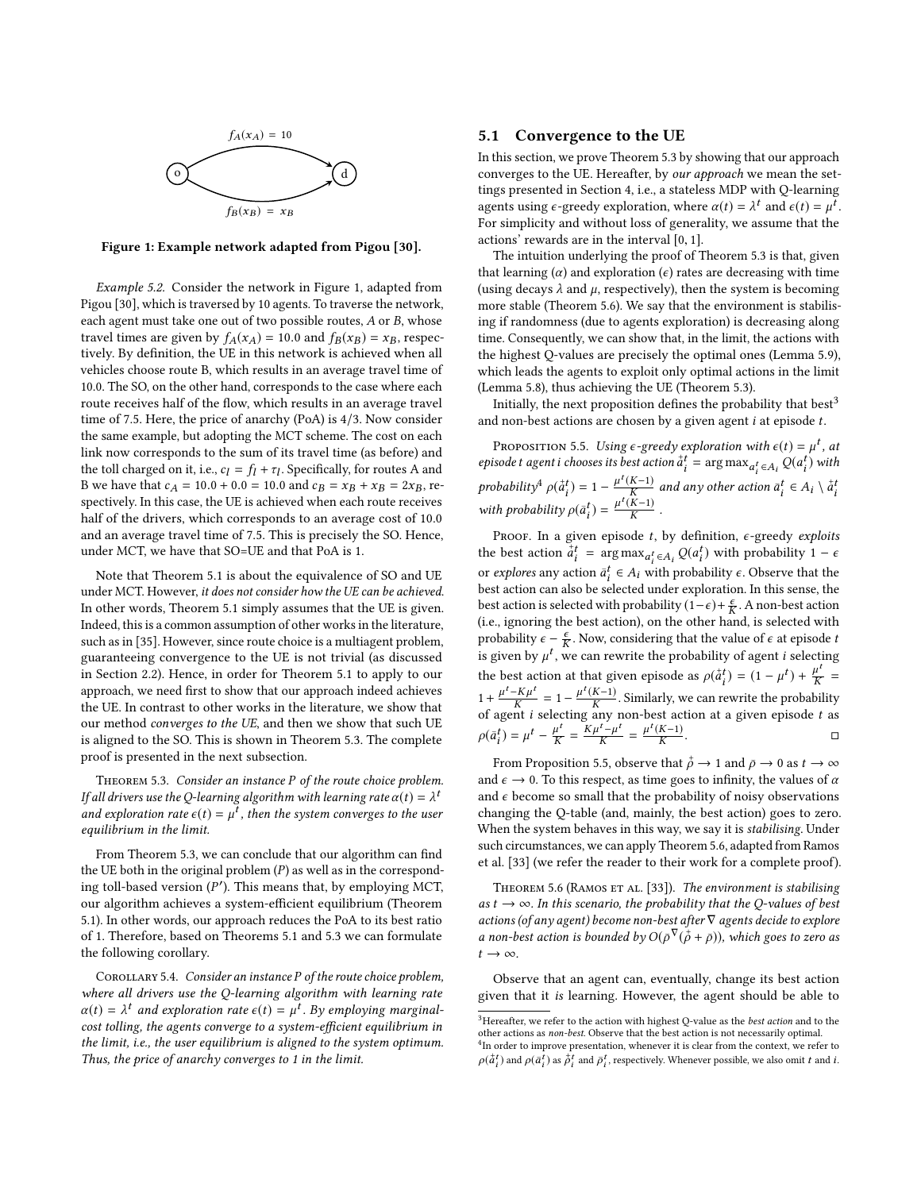Figure 1: Example network adapted from Pigou [30].

*Example 5.2.* Consider the network in Figure 1, adapted from Pigou [30], which is traversed by 10 agents. To traverse the network, each agent must take one out of two possible routes, $A$ or $B$, whose travel times are given by $f_A(x_A) = 10.0$ and $f_B(x_B) = x_B$, respectively. By definition, the UE in this network is achieved when all vehicles choose route B, which results in an average travel time of 10.0. The SO, on the other hand, corresponds to the case where each route receives half of the flow, which results in an average travel time of 7.5. Here, the price of anarchy (PoA) is 4/3. Now consider the same example, but adopting the MCT scheme. The cost on each link now corresponds to the sum of its travel time (as before) and the toll charged on it, i.e., $c_l = f_l + \tau_l$. Specifically, for routes A and B we have that $c_A = 10.0 + 0.0 = 10.0$ and $c_B = x_B + x_B = 2x_B$, respectively. In this case, the UE is achieved when each route receives half of the drivers, which corresponds to an average cost of 10.0 and an average travel time of 7.5. This is precisely the SO. Hence, under MCT, we have that SO=UE and that PoA is 1.

Note that Theorem 5.1 is about the equivalence of SO and UE under MCT. However, *it does not consider how the UE can be achieved.* In other words, Theorem 5.1 simply assumes that the UE is given. Indeed, this is a common assumption of other works in the literature, such as in [35]. However, since route choice is a multiagent problem, guaranteeing convergence to the UE is not trivial (as discussed in Section 2.2). Hence, in order for Theorem 5.1 to apply to our approach, we need first to show that our approach indeed achieves the UE. In contrast to other works in the literature, we show that our method *converges to the UE*, and then we show that such UE is aligned to the SO. This is shown in Theorem 5.3. The complete proof is presented in the next subsection.

Theorem 5.3. *Consider an instance $P$ of the route choice problem. If all drivers use the Q-learning algorithm with learning rate $\alpha(t) = \lambda^t$ and exploration rate $\epsilon(t) = \mu^t$, then the system converges to the user equilibrium in the limit.*

From Theorem 5.3, we can conclude that our algorithm can find the UE both in the original problem ($P$) as well as in the corresponding toll-based version ($P'$). This means that, by employing MCT, our algorithm achieves a system-efficient equilibrium (Theorem 5.1). In other words, our approach reduces the PoA to its best ratio of 1. Therefore, based on Theorems 5.1 and 5.3 we can formulate the following corollary.

Corollary 5.4. *Consider an instance $P$ of the route choice problem, where all drivers use the Q-learning algorithm with learning rate $\alpha(t) = \lambda^t$ and exploration rate $\epsilon(t) = \mu^t$. By employing marginal-cost tolling, the agents converge to a system-efficient equilibrium in the limit, i.e., the user equilibrium is aligned to the system optimum. Thus, the price of anarchy converges to 1 in the limit.*

## 5.1 Convergence to the UE

In this section, we prove Theorem 5.3 by showing that our approach converges to the UE. Hereafter, by *our approach* we mean the settings presented in Section 4, i.e., a stateless MDP with Q-learning agents using $\epsilon$-greedy exploration, where $\alpha(t) = \lambda^t$ and $\epsilon(t) = \mu^t$. For simplicity and without loss of generality, we assume that the actions' rewards are in the interval $[0, 1]$.

The intuition underlying the proof of Theorem 5.3 is that, given that learning ($\alpha$) and exploration ($\epsilon$) rates are decreasing with time (using decays $\lambda$ and $\mu$, respectively), then the system is becoming more stable (Theorem 5.6). We say that the environment is stabilising if randomness (due to agents exploration) is decreasing along time. Consequently, we can show that, in the limit, the actions with the highest Q-values are precisely the optimal ones (Lemma 5.9), which leads the agents to exploit only optimal actions in the limit (Lemma 5.8), thus achieving the UE (Theorem 5.3).

Initially, the next proposition defines the probability that best[3] and non-best actions are chosen by a given agent $i$ at episode $t$.

Proposition 5.5. *Using $\epsilon$-greedy exploration with $\epsilon(t) = \mu^t$, at episode $t$ agent $i$ chooses its best action $\dot{a}_i^t = \arg\max_{a_i^t \in A_i} Q(a_i^t)$ with probability[4] $\rho(\dot{a}_i^t) = 1 - \frac{\mu^t(K-1)}{K}$ and any other action $a_i^t \in A_i \setminus \dot{a}_i^t$ with probability $\rho(\bar{a}_i^t) = \frac{\mu^t(K-1)}{K}$.*

Proof. In a given episode $t$, by definition, $\epsilon$-greedy *exploits* the best action $\dot{a}_i^t = \arg\max_{a_i^t \in A_i} Q(a_i^t)$ with probability $1 - \epsilon$ or *explores* any action $\bar{a}_i^t \in A_i$ with probability $\epsilon$. Observe that the best action can also be selected under exploration. In this sense, the best action is selected with probability $(1-\epsilon)+\frac{\epsilon}{K}$. A non-best action (i.e., ignoring the best action), on the other hand, is selected with probability $\epsilon - \frac{\epsilon}{K}$. Now, considering that the value of $\epsilon$ at episode $t$ is given by $\mu^t$, we can rewrite the probability of agent $i$ selecting the best action at that given episode as $\rho(\dot{a}_i^t) = (1 - \mu^t) + \frac{\mu^t}{K} = 1 + \frac{\mu^t - K\mu^t}{K} = 1 - \frac{\mu^t(K-1)}{K}$. Similarly, we can rewrite the probability of agent $i$ selecting any non-best action at a given episode $t$ as $\rho(\bar{a}_i^t) = \mu^t - \frac{\mu^t}{K} = \frac{K\mu^t - \mu^t}{K} = \frac{\mu^t(K-1)}{K}$. □

From Proposition 5.5, observe that $\dot{\rho} \rightarrow 1$ and $\bar{\rho} \rightarrow 0$ as $t \rightarrow \infty$ and $\epsilon \rightarrow 0$. To this respect, as time goes to infinity, the values of $\alpha$ and $\epsilon$ become so small that the probability of noisy observations changing the Q-table (and, mainly, the best action) goes to zero. When the system behaves in this way, we say it is *stabilising*. Under such circumstances, we can apply Theorem 5.6, adapted from Ramos et al. [33] (we refer the reader to their work for a complete proof).

Theorem 5.6 (Ramos et al. [33]). *The environment is stabilising as $t \rightarrow \infty$. In this scenario, the probability that the Q-values of best actions (of any agent) become non-best after $\nabla$ agents decide to explore a non-best action is bounded by $O(\bar{\rho}^{\nabla}(\dot{\rho} + \bar{\rho}))$, which goes to zero as $t \rightarrow \infty$.*

Observe that an agent can, eventually, change its best action given that it *is* learning. However, the agent should be able to

[3] Hereafter, we refer to the action with highest Q-value as the *best action* and to the other actions as *non-best*. Observe that the best action is not necessarily optimal.

[4] In order to improve presentation, whenever it is clear from the context, we refer to $\rho(\dot{a}_i^t)$ and $\rho(\bar{a}_i^t)$ as $\dot{\rho}_i^t$ and $\bar{\rho}_i^t$, respectively. Whenever possible, we also omit $t$ and $i$.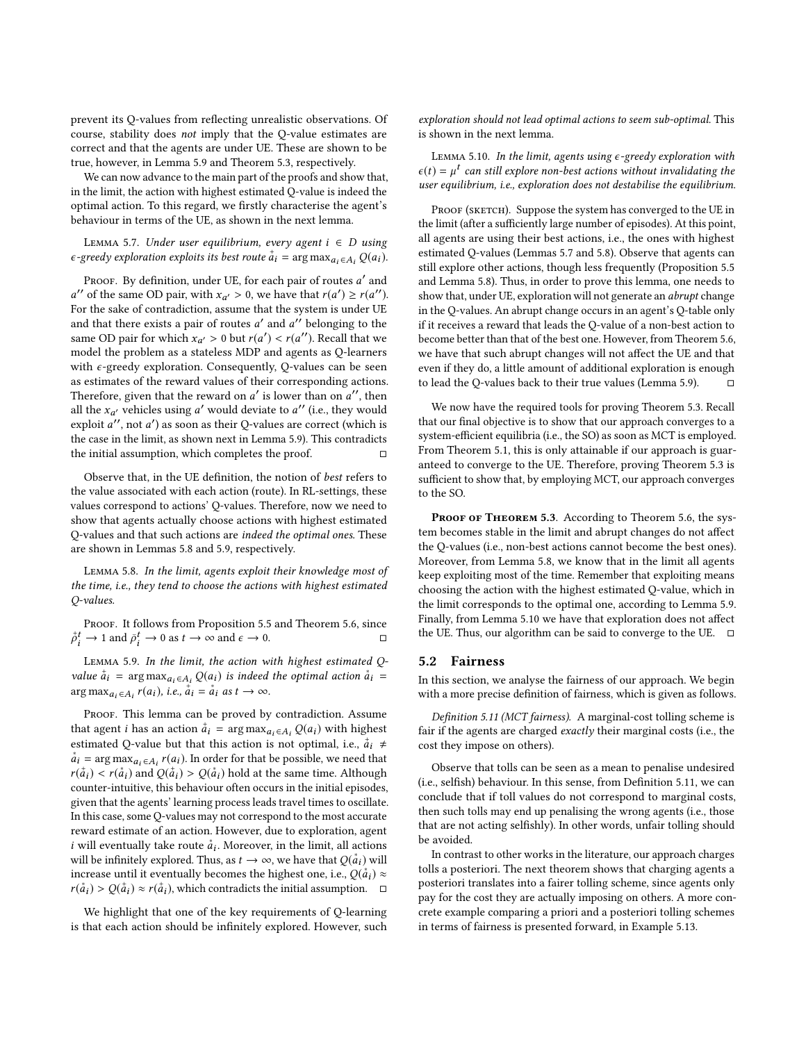prevent its Q-values from reflecting unrealistic observations. Of course, stability does *not* imply that the Q-value estimates are correct and that the agents are under UE. These are shown to be true, however, in Lemma 5.9 and Theorem 5.3, respectively.

We can now advance to the main part of the proofs and show that, in the limit, the action with highest estimated Q-value is indeed the optimal action. To this regard, we firstly characterise the agent's behaviour in terms of the UE, as shown in the next lemma.

Lemma 5.7. *Under user equilibrium, every agent $i \in D$ using $\epsilon$-greedy exploration exploits its best route $\overset{+}{a}_i = \arg\max_{a_i \in A_i} Q(a_i)$.*

Proof. By definition, under UE, for each pair of routes $a'$ and $a''$ of the same OD pair, with $x_{a'} > 0$, we have that $r(a') \geq r(a'')$. For the sake of contradiction, assume that the system is under UE and that there exists a pair of routes $a'$ and $a''$ belonging to the same OD pair for which $x_{a'} > 0$ but $r(a') < r(a'')$. Recall that we model the problem as a stateless MDP and agents as Q-learners with $\epsilon$-greedy exploration. Consequently, Q-values can be seen as estimates of the reward values of their corresponding actions. Therefore, given that the reward on $a'$ is lower than on $a''$, then all the $x_{a'}$ vehicles using $a'$ would deviate to $a''$ (i.e., they would exploit $a''$, not $a'$) as soon as their Q-values are correct (which is the case in the limit, as shown next in Lemma 5.9). This contradicts the initial assumption, which completes the proof. □

Observe that, in the UE definition, the notion of *best* refers to the value associated with each action (route). In RL-settings, these values correspond to actions' Q-values. Therefore, now we need to show that agents actually choose actions with highest estimated Q-values and that such actions are *indeed the optimal ones*. These are shown in Lemmas 5.8 and 5.9, respectively.

Lemma 5.8. *In the limit, agents exploit their knowledge most of the time, i.e., they tend to choose the actions with highest estimated Q-values.*

Proof. It follows from Proposition 5.5 and Theorem 5.6, since $\overset{+}{\rho}{}_i^t \to 1$ and $\bar{\rho}_i^t \to 0$ as $t \to \infty$ and $\epsilon \to 0$. □

Lemma 5.9. *In the limit, the action with highest estimated Q-value $\overset{+}{a}_i = \arg\max_{a_i \in A_i} Q(a_i)$ is indeed the optimal action $\overset{*}{a}_i = \arg\max_{a_i \in A_i} r(a_i)$, i.e., $\overset{+}{a}_i = \overset{*}{a}_i$ as $t \to \infty$.*

Proof. This lemma can be proved by contradiction. Assume that agent $i$ has an action $\overset{+}{a}_i = \arg\max_{a_i \in A_i} Q(a_i)$ with highest estimated Q-value but that this action is not optimal, i.e., $\overset{+}{a}_i \neq \overset{*}{a}_i = \arg\max_{a_i \in A_i} r(a_i)$. In order for that be possible, we need that $r(\overset{+}{a}_i) < r(\overset{*}{a}_i)$ and $Q(\overset{+}{a}_i) > Q(\overset{*}{a}_i)$ hold at the same time. Although counter-intuitive, this behaviour often occurs in the initial episodes, given that the agents' learning process leads travel times to oscillate. In this case, some Q-values may not correspond to the most accurate reward estimate of an action. However, due to exploration, agent $i$ will eventually take route $\overset{*}{a}_i$. Moreover, in the limit, all actions will be infinitely explored. Thus, as $t \to \infty$, we have that $Q(\overset{*}{a}_i)$ will increase until it eventually becomes the highest one, i.e., $Q(\overset{*}{a}_i) \approx r(\overset{*}{a}_i) > Q(\overset{+}{a}_i) \approx r(\overset{+}{a}_i)$, which contradicts the initial assumption. □

We highlight that one of the key requirements of Q-learning is that each action should be infinitely explored. However, such *exploration should not lead optimal actions to seem sub-optimal.* This is shown in the next lemma.

Lemma 5.10. *In the limit, agents using $\epsilon$-greedy exploration with $\epsilon(t) = \mu^t$ can still explore non-best actions without invalidating the user equilibrium, i.e., exploration does not destabilise the equilibrium.*

Proof (sketch). Suppose the system has converged to the UE in the limit (after a sufficiently large number of episodes). At this point, all agents are using their best actions, i.e., the ones with highest estimated Q-values (Lemmas 5.7 and 5.8). Observe that agents can still explore other actions, though less frequently (Proposition 5.5 and Lemma 5.8). Thus, in order to prove this lemma, one needs to show that, under UE, exploration will not generate an *abrupt* change in the Q-values. An abrupt change occurs in an agent's Q-table only if it receives a reward that leads the Q-value of a non-best action to become better than that of the best one. However, from Theorem 5.6, we have that such abrupt changes will not affect the UE and that even if they do, a little amount of additional exploration is enough to lead the Q-values back to their true values (Lemma 5.9). □

We now have the required tools for proving Theorem 5.3. Recall that our final objective is to show that our approach converges to a system-efficient equilibria (i.e., the SO) as soon as MCT is employed. From Theorem 5.1, this is only attainable if our approach is guaranteed to converge to the UE. Therefore, proving Theorem 5.3 is sufficient to show that, by employing MCT, our approach converges to the SO.

**Proof of Theorem 5.3**. According to Theorem 5.6, the system becomes stable in the limit and abrupt changes do not affect the Q-values (i.e., non-best actions cannot become the best ones). Moreover, from Lemma 5.8, we know that in the limit all agents keep exploiting most of the time. Remember that exploiting means choosing the action with the highest estimated Q-value, which in the limit corresponds to the optimal one, according to Lemma 5.9. Finally, from Lemma 5.10 we have that exploration does not affect the UE. Thus, our algorithm can be said to converge to the UE. □

## 5.2 Fairness

In this section, we analyse the fairness of our approach. We begin with a more precise definition of fairness, which is given as follows.

*Definition 5.11 (MCT fairness).* A marginal-cost tolling scheme is fair if the agents are charged *exactly* their marginal costs (i.e., the cost they impose on others).

Observe that tolls can be seen as a mean to penalise undesired (i.e., selfish) behaviour. In this sense, from Definition 5.11, we can conclude that if toll values do not correspond to marginal costs, then such tolls may end up penalising the wrong agents (i.e., those that are not acting selfishly). In other words, unfair tolling should be avoided.

In contrast to other works in the literature, our approach charges tolls a posteriori. The next theorem shows that charging agents a posteriori translates into a fairer tolling scheme, since agents only pay for the cost they are actually imposing on others. A more concrete example comparing a priori and a posteriori tolling schemes in terms of fairness is presented forward, in Example 5.13.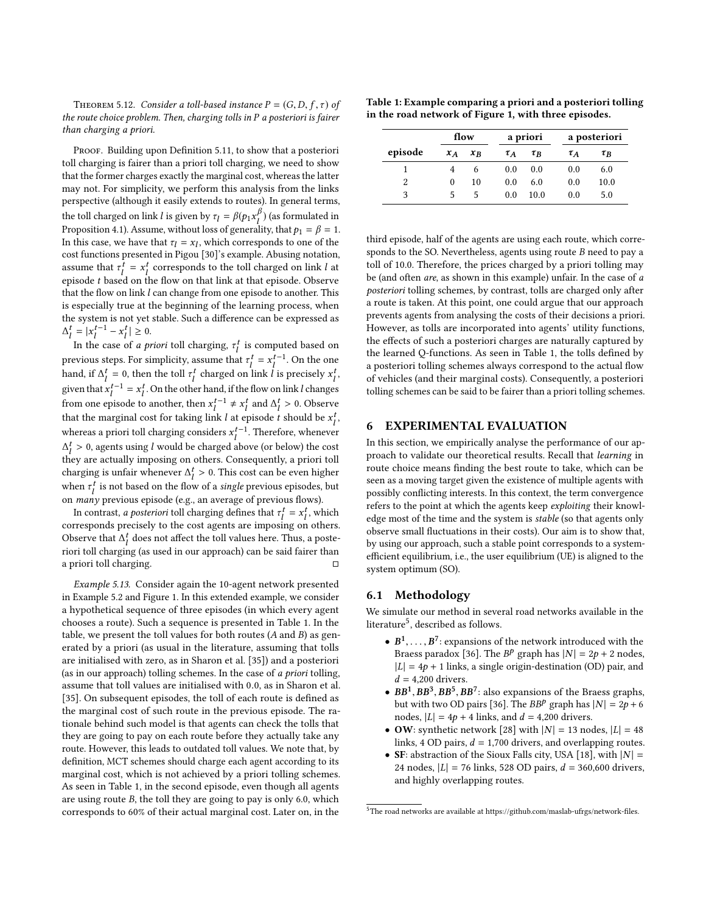Theorem 5.12. *Consider a toll-based instance $P = (G, D, f, \tau)$ of the route choice problem. Then, charging tolls in P a posteriori is fairer than charging a priori.*

Proof. Building upon Definition 5.11, to show that a posteriori toll charging is fairer than a priori toll charging, we need to show that the former charges exactly the marginal cost, whereas the latter may not. For simplicity, we perform this analysis from the links perspective (although it easily extends to routes). In general terms, the toll charged on link $l$ is given by $\tau_l = \beta(p_1 x_l^{\beta})$ (as formulated in Proposition 4.1). Assume, without loss of generality, that $p_1 = \beta = 1$. In this case, we have that $\tau_l = x_l$, which corresponds to one of the cost functions presented in Pigou [30]'s example. Abusing notation, assume that $\tau_l^t = x_l^t$ corresponds to the toll charged on link $l$ at episode $t$ based on the flow on that link at that episode. Observe that the flow on link $l$ can change from one episode to another. This is especially true at the beginning of the learning process, when the system is not yet stable. Such a difference can be expressed as $\Delta_l^t = |x_l^{t-1} - x_l^t| \geq 0$.

In the case of *a priori* toll charging, $\tau_l^t$ is computed based on previous steps. For simplicity, assume that $\tau_l^t = x_l^{t-1}$. On the one hand, if $\Delta_l^t = 0$, then the toll $\tau_l^t$ charged on link $l$ is precisely $x_l^t$, given that $x_l^{t-1} = x_l^t$. On the other hand, if the flow on link $l$ changes from one episode to another, then $x_l^{t-1} \neq x_l^t$ and $\Delta_l^t > 0$. Observe that the marginal cost for taking link $l$ at episode $t$ should be $x_l^t$, whereas a priori toll charging considers $x_l^{t-1}$. Therefore, whenever $\Delta_l^t > 0$, agents using $l$ would be charged above (or below) the cost they are actually imposing on others. Consequently, a priori toll charging is unfair whenever $\Delta_l^t > 0$. This cost can be even higher when $\tau_l^t$ is not based on the flow of a *single* previous episodes, but on *many* previous episode (e.g., an average of previous flows).

In contrast, *a posteriori* toll charging defines that $\tau_l^t = x_l^t$, which corresponds precisely to the cost agents are imposing on others. Observe that $\Delta_l^t$ does not affect the toll values here. Thus, a posteriori toll charging (as used in our approach) can be said fairer than a priori toll charging. ◻

*Example 5.13.* Consider again the 10-agent network presented in Example 5.2 and Figure 1. In this extended example, we consider a hypothetical sequence of three episodes (in which every agent chooses a route). Such a sequence is presented in Table 1. In the table, we present the toll values for both routes ($A$ and $B$) as generated by a priori (as usual in the literature, assuming that tolls are initialised with zero, as in Sharon et al. [35]) and a posteriori (as in our approach) tolling schemes. In the case of *a priori* tolling, assume that toll values are initialised with 0.0, as in Sharon et al. [35]. On subsequent episodes, the toll of each route is defined as the marginal cost of such route in the previous episode. The rationale behind such model is that agents can check the tolls that they are going to pay on each route before they actually take any route. However, this leads to outdated toll values. We note that, by definition, MCT schemes should charge each agent according to its marginal cost, which is not achieved by a priori tolling schemes. As seen in Table 1, in the second episode, even though all agents are using route $B$, the toll they are going to pay is only 6.0, which corresponds to 60% of their actual marginal cost. Later on, in the third episode, half of the agents are using each route, which corresponds to the SO. Nevertheless, agents using route $B$ need to pay a toll of 10.0. Therefore, the prices charged by a priori tolling may be (and often *are*, as shown in this example) unfair. In the case of *a posteriori* tolling schemes, by contrast, tolls are charged only after a route is taken. At this point, one could argue that our approach prevents agents from analysing the costs of their decisions a priori. However, as tolls are incorporated into agents' utility functions, the effects of such a posteriori charges are naturally captured by the learned Q-functions. As seen in Table 1, the tolls defined by a posteriori tolling schemes always correspond to the actual flow of vehicles (and their marginal costs). Consequently, a posteriori tolling schemes can be said to be fairer than a priori tolling schemes.

**Table 1: Example comparing a priori and a posteriori tolling in the road network of Figure 1, with three episodes.**

| | flow | | a priori | | a posteriori | |
|---|---|---|---|---|---|---|
| episode | $x_A$ | $x_B$ | $\tau_A$ | $\tau_B$ | $\tau_A$ | $\tau_B$ |
| 1 | 4 | 6 | 0.0 | 0.0 | 0.0 | 6.0 |
| 2 | 0 | 10 | 0.0 | 6.0 | 0.0 | 10.0 |
| 3 | 5 | 5 | 0.0 | 10.0 | 0.0 | 5.0 |

## 6 EXPERIMENTAL EVALUATION

In this section, we empirically analyse the performance of our approach to validate our theoretical results. Recall that *learning* in route choice means finding the best route to take, which can be seen as a moving target given the existence of multiple agents with possibly conflicting interests. In this context, the term convergence refers to the point at which the agents keep *exploiting* their knowledge most of the time and the system is *stable* (so that agents only observe small fluctuations in their costs). Our aim is to show that, by using our approach, such a stable point corresponds to a system-efficient equilibrium, i.e., the user equilibrium (UE) is aligned to the system optimum (SO).

### 6.1 Methodology

We simulate our method in several road networks available in the literature[5], described as follows.

- **$B^1, \ldots, B^7$**: expansions of the network introduced with the Braess paradox [36]. The $B^p$ graph has $|N| = 2p + 2$ nodes, $|L| = 4p + 1$ links, a single origin-destination (OD) pair, and $d = 4{,}200$ drivers.
- **$BB^1, BB^3, BB^5, BB^7$**: also expansions of the Braess graphs, but with two OD pairs [36]. The $BB^p$ graph has $|N| = 2p + 6$ nodes, $|L| = 4p + 4$ links, and $d = 4{,}200$ drivers.
- **OW**: synthetic network [28] with $|N| = 13$ nodes, $|L| = 48$ links, 4 OD pairs, $d = 1{,}700$ drivers, and overlapping routes.
- **SF**: abstraction of the Sioux Falls city, USA [18], with $|N| = 24$ nodes, $|L| = 76$ links, 528 OD pairs, $d = 360{,}600$ drivers, and highly overlapping routes.

[5] The road networks are available at https://github.com/maslab-ufrgs/network-files.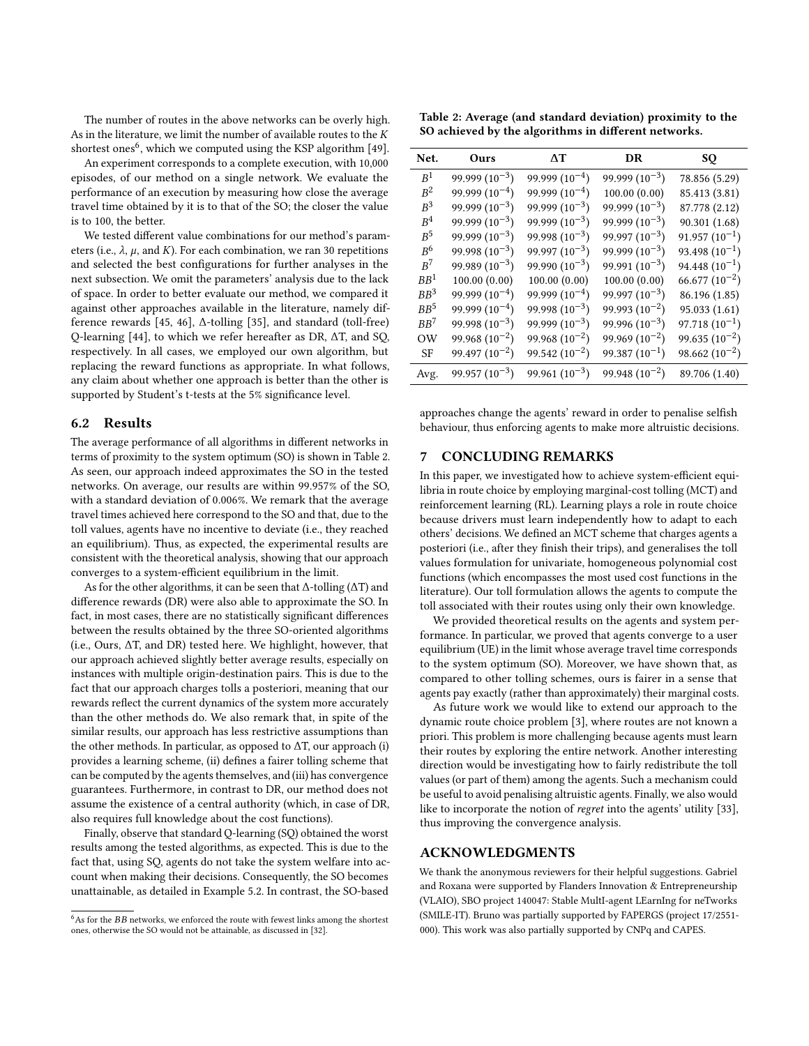The number of routes in the above networks can be overly high. As in the literature, we limit the number of available routes to the $K$ shortest ones[6], which we computed using the KSP algorithm [49].

An experiment corresponds to a complete execution, with 10,000 episodes, of our method on a single network. We evaluate the performance of an execution by measuring how close the average travel time obtained by it is to that of the SO; the closer the value is to 100, the better.

We tested different value combinations for our method's parameters (i.e., $\lambda$, $\mu$, and $K$). For each combination, we ran 30 repetitions and selected the best configurations for further analyses in the next subsection. We omit the parameters' analysis due to the lack of space. In order to better evaluate our method, we compared it against other approaches available in the literature, namely difference rewards [45, 46], $\Delta$-tolling [35], and standard (toll-free) Q-learning [44], to which we refer hereafter as DR, $\Delta$T, and SQ, respectively. In all cases, we employed our own algorithm, but replacing the reward functions as appropriate. In what follows, any claim about whether one approach is better than the other is supported by Student's t-tests at the 5% significance level.

## 6.2 Results

The average performance of all algorithms in different networks in terms of proximity to the system optimum (SO) is shown in Table 2. As seen, our approach indeed approximates the SO in the tested networks. On average, our results are within 99.957% of the SO, with a standard deviation of 0.006%. We remark that the average travel times achieved here correspond to the SO and that, due to the toll values, agents have no incentive to deviate (i.e., they reached an equilibrium). Thus, as expected, the experimental results are consistent with the theoretical analysis, showing that our approach converges to a system-efficient equilibrium in the limit.

As for the other algorithms, it can be seen that $\Delta$-tolling ($\Delta$T) and difference rewards (DR) were also able to approximate the SO. In fact, in most cases, there are no statistically significant differences between the results obtained by the three SO-oriented algorithms (i.e., Ours, $\Delta$T, and DR) tested here. We highlight, however, that our approach achieved slightly better average results, especially on instances with multiple origin-destination pairs. This is due to the fact that our approach charges tolls a posteriori, meaning that our rewards reflect the current dynamics of the system more accurately than the other methods do. We also remark that, in spite of the similar results, our approach has less restrictive assumptions than the other methods. In particular, as opposed to $\Delta$T, our approach (i) provides a learning scheme, (ii) defines a fairer tolling scheme that can be computed by the agents themselves, and (iii) has convergence guarantees. Furthermore, in contrast to DR, our method does not assume the existence of a central authority (which, in case of DR, also requires full knowledge about the cost functions).

Finally, observe that standard Q-learning (SQ) obtained the worst results among the tested algorithms, as expected. This is due to the fact that, using SQ, agents do not take the system welfare into account when making their decisions. Consequently, the SO becomes unattainable, as detailed in Example 5.2. In contrast, the SO-based approaches change the agents' reward in order to penalise selfish behaviour, thus enforcing agents to make more altruistic decisions.

**Table 2: Average (and standard deviation) proximity to the SO achieved by the algorithms in different networks.**

| Net. | Ours | $\Delta$T | DR | SQ |
|---|---|---|---|---|
| $B^1$ | 99.999 ($10^{-3}$) | 99.999 ($10^{-4}$) | 99.999 ($10^{-3}$) | 78.856 (5.29) |
| $B^2$ | 99.999 ($10^{-4}$) | 99.999 ($10^{-4}$) | 100.00 (0.00) | 85.413 (3.81) |
| $B^3$ | 99.999 ($10^{-3}$) | 99.999 ($10^{-3}$) | 99.999 ($10^{-3}$) | 87.778 (2.12) |
| $B^4$ | 99.999 ($10^{-3}$) | 99.999 ($10^{-3}$) | 99.999 ($10^{-3}$) | 90.301 (1.68) |
| $B^5$ | 99.999 ($10^{-3}$) | 99.998 ($10^{-3}$) | 99.997 ($10^{-3}$) | 91.957 ($10^{-1}$) |
| $B^6$ | 99.998 ($10^{-3}$) | 99.997 ($10^{-3}$) | 99.999 ($10^{-3}$) | 93.498 ($10^{-1}$) |
| $B^7$ | 99.989 ($10^{-3}$) | 99.990 ($10^{-3}$) | 99.991 ($10^{-3}$) | 94.448 ($10^{-1}$) |
| $BB^1$ | 100.00 (0.00) | 100.00 (0.00) | 100.00 (0.00) | 66.677 ($10^{-2}$) |
| $BB^3$ | 99.999 ($10^{-4}$) | 99.999 ($10^{-4}$) | 99.997 ($10^{-3}$) | 86.196 (1.85) |
| $BB^5$ | 99.999 ($10^{-4}$) | 99.998 ($10^{-3}$) | 99.993 ($10^{-2}$) | 95.033 (1.61) |
| $BB^7$ | 99.998 ($10^{-3}$) | 99.999 ($10^{-3}$) | 99.996 ($10^{-3}$) | 97.718 ($10^{-1}$) |
| OW | 99.968 ($10^{-2}$) | 99.968 ($10^{-2}$) | 99.969 ($10^{-2}$) | 99.635 ($10^{-2}$) |
| SF | 99.497 ($10^{-2}$) | 99.542 ($10^{-2}$) | 99.387 ($10^{-1}$) | 98.662 ($10^{-2}$) |
| Avg. | 99.957 ($10^{-3}$) | 99.961 ($10^{-3}$) | 99.948 ($10^{-2}$) | 89.706 (1.40) |

# 7 CONCLUDING REMARKS

In this paper, we investigated how to achieve system-efficient equilibria in route choice by employing marginal-cost tolling (MCT) and reinforcement learning (RL). Learning plays a role in route choice because drivers must learn independently how to adapt to each others' decisions. We defined an MCT scheme that charges agents a posteriori (i.e., after they finish their trips), and generalises the toll values formulation for univariate, homogeneous polynomial cost functions (which encompasses the most used cost functions in the literature). Our toll formulation allows the agents to compute the toll associated with their routes using only their own knowledge.

We provided theoretical results on the agents and system performance. In particular, we proved that agents converge to a user equilibrium (UE) in the limit whose average travel time corresponds to the system optimum (SO). Moreover, we have shown that, as compared to other tolling schemes, ours is fairer in a sense that agents pay exactly (rather than approximately) their marginal costs.

As future work we would like to extend our approach to the dynamic route choice problem [3], where routes are not known a priori. This problem is more challenging because agents must learn their routes by exploring the entire network. Another interesting direction would be investigating how to fairly redistribute the toll values (or part of them) among the agents. Such a mechanism could be useful to avoid penalising altruistic agents. Finally, we also would like to incorporate the notion of *regret* into the agents' utility [33], thus improving the convergence analysis.

# ACKNOWLEDGMENTS

We thank the anonymous reviewers for their helpful suggestions. Gabriel and Roxana were supported by Flanders Innovation & Entrepreneurship (VLAIO), SBO project 140047: Stable MultI-agent LEarnIng for neTworks (SMILE-IT). Bruno was partially supported by FAPERGS (project 17/2551-000). This work was also partially supported by CNPq and CAPES.

[6] As for the $BB$ networks, we enforced the route with fewest links among the shortest ones, otherwise the SO would not be attainable, as discussed in [32].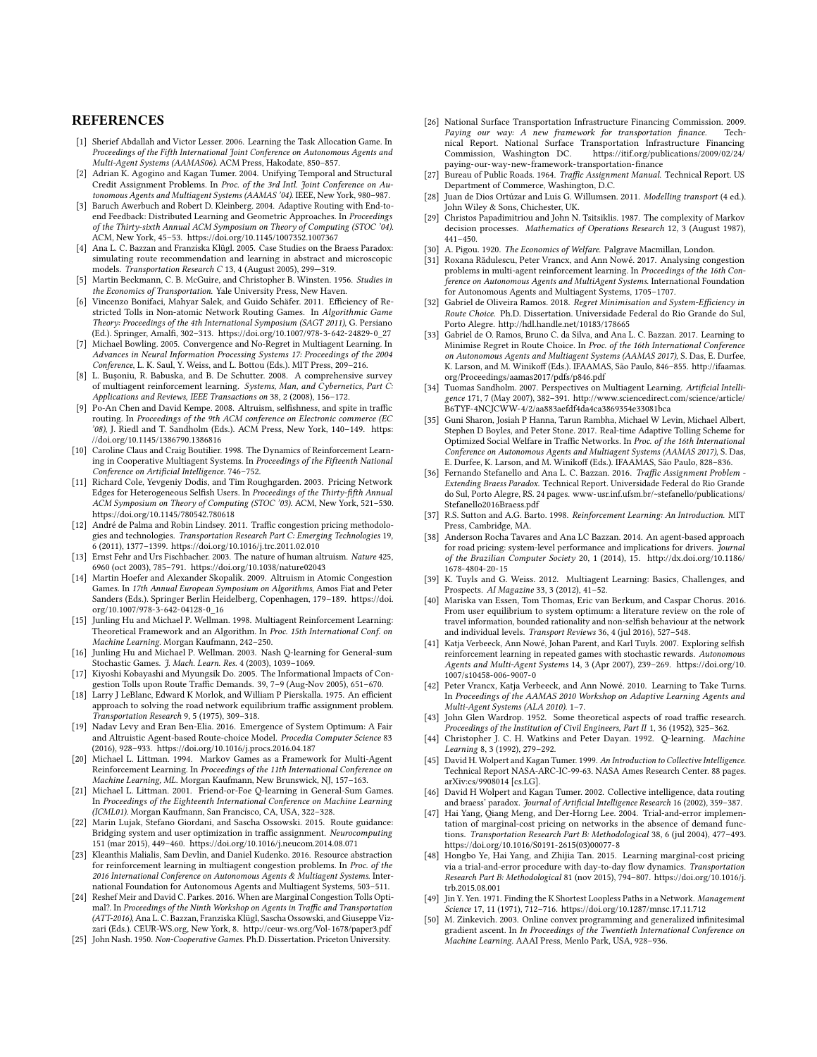## REFERENCES

[1] Sherief Abdallah and Victor Lesser. 2006. Learning the Task Allocation Game. In *Proceedings of the Fifth International Joint Conference on Autonomous Agents and Multi-Agent Systems (AAMAS06)*. ACM Press, Hakodate, 850–857.

[2] Adrian K. Agogino and Kagan Tumer. 2004. Unifying Temporal and Structural Credit Assignment Problems. In *Proc. of the 3rd Intl. Joint Conference on Autonomous Agents and Multiagent Systems (AAMAS '04)*. IEEE, New York, 980–987.

[3] Baruch Awerbuch and Robert D. Kleinberg. 2004. Adaptive Routing with End-to-end Feedback: Distributed Learning and Geometric Approaches. In *Proceedings of the Thirty-sixth Annual ACM Symposium on Theory of Computing (STOC '04)*. ACM, New York, 45–53. https://doi.org/10.1145/1007352.1007367

[4] Ana L. C. Bazzan and Franziska Klügl. 2005. Case Studies on the Braess Paradox: simulating route recommendation and learning in abstract and microscopic models. *Transportation Research C* 13, 4 (August 2005), 299—319.

[5] Martin Beckmann, C. B. McGuire, and Christopher B. Winsten. 1956. *Studies in the Economics of Transportation*. Yale University Press, New Haven.

[6] Vincenzo Bonifaci, Mahyar Salek, and Guido Schäfer. 2011. Efficiency of Restricted Tolls in Non-atomic Network Routing Games. In *Algorithmic Game Theory: Proceedings of the 4th International Symposium (SAGT 2011)*, G. Persiano (Ed.). Springer, Amalfi, 302–313. https://doi.org/10.1007/978-3-642-24829-0_27

[7] Michael Bowling. 2005. Convergence and No-Regret in Multiagent Learning. In *Advances in Neural Information Processing Systems 17: Proceedings of the 2004 Conference*, L. K. Saul, Y. Weiss, and L. Bottou (Eds.). MIT Press, 209–216.

[8] L. Buşoniu, R. Babuska, and B. De Schutter. 2008. A comprehensive survey of multiagent reinforcement learning. *Systems, Man, and Cybernetics, Part C: Applications and Reviews, IEEE Transactions on* 38, 2 (2008), 156–172.

[9] Po-An Chen and David Kempe. 2008. Altruism, selfishness, and spite in traffic routing. In *Proceedings of the 9th ACM conference on Electronic commerce (EC '08)*, J. Riedl and T. Sandholm (Eds.). ACM Press, New York, 140–149. https://doi.org/10.1145/1386790.1386816

[10] Caroline Claus and Craig Boutilier. 1998. The Dynamics of Reinforcement Learning in Cooperative Multiagent Systems. In *Proceedings of the Fifteenth National Conference on Artificial Intelligence*. 746–752.

[11] Richard Cole, Yevgeniy Dodis, and Tim Roughgarden. 2003. Pricing Network Edges for Heterogeneous Selfish Users. In *Proceedings of the Thirty-fifth Annual ACM Symposium on Theory of Computing (STOC '03)*. ACM, New York, 521–530. https://doi.org/10.1145/780542.780618

[12] André de Palma and Robin Lindsey. 2011. Traffic congestion pricing methodologies and technologies. *Transportation Research Part C: Emerging Technologies* 19, 6 (2011), 1377–1399. https://doi.org/10.1016/j.trc.2011.02.010

[13] Ernst Fehr and Urs Fischbacher. 2003. The nature of human altruism. *Nature* 425, 6960 (oct 2003), 785–791. https://doi.org/10.1038/nature02043

[14] Martin Hoefer and Alexander Skopalik. 2009. Altruism in Atomic Congestion Games. In *17th Annual European Symposium on Algorithms*, Amos Fiat and Peter Sanders (Eds.). Springer Berlin Heidelberg, Copenhagen, 179–189. https://doi.org/10.1007/978-3-642-04128-0_16

[15] Junling Hu and Michael P. Wellman. 1998. Multiagent Reinforcement Learning: Theoretical Framework and an Algorithm. In *Proc. 15th International Conf. on Machine Learning*. Morgan Kaufmann, 242–250.

[16] Junling Hu and Michael P. Wellman. 2003. Nash Q-learning for General-sum Stochastic Games. *J. Mach. Learn. Res.* 4 (2003), 1039–1069.

[17] Kiyoshi Kobayashi and Myungsik Do. 2005. The Informational Impacts of Congestion Tolls upon Route Traffic Demands. 39, 7–9 (Aug-Nov 2005), 651–670.

[18] Larry J LeBlanc, Edward K Morlok, and William P Pierskalla. 1975. An efficient approach to solving the road network equilibrium traffic assignment problem. *Transportation Research* 9, 5 (1975), 309–318.

[19] Nadav Levy and Eran Ben-Elia. 2016. Emergence of System Optimum: A Fair and Altruistic Agent-based Route-choice Model. *Procedia Computer Science* 83 (2016), 928–933. https://doi.org/10.1016/j.procs.2016.04.187

[20] Michael L. Littman. 1994. Markov Games as a Framework for Multi-Agent Reinforcement Learning. In *Proceedings of the 11th International Conference on Machine Learning, ML*. Morgan Kaufmann, New Brunswick, NJ, 157–163.

[21] Michael L. Littman. 2001. Friend-or-Foe Q-learning in General-Sum Games. In *Proceedings of the Eighteenth International Conference on Machine Learning (ICML01)*. Morgan Kaufmann, San Francisco, CA, USA, 322–328.

[22] Marin Lujak, Stefano Giordani, and Sascha Ossowski. 2015. Route guidance: Bridging system and user optimization in traffic assignment. *Neurocomputing* 151 (mar 2015), 449–460. https://doi.org/10.1016/j.neucom.2014.08.071

[23] Kleanthis Malialis, Sam Devlin, and Daniel Kudenko. 2016. Resource abstraction for reinforcement learning in multiagent congestion problems. In *Proc. of the 2016 International Conference on Autonomous Agents & Multiagent Systems*. International Foundation for Autonomous Agents and Multiagent Systems, 503–511.

[24] Reshef Meir and David C. Parkes. 2016. When are Marginal Congestion Tolls Optimal?. In *Proceedings of the Ninth Workshop on Agents in Traffic and Transportation (ATT-2016)*, Ana L. C. Bazzan, Franziska Klügl, Sascha Ossowski, and Giuseppe Vizzari (Eds.). CEUR-WS.org, New York, 8. http://ceur-ws.org/Vol-1678/paper3.pdf

[25] John Nash. 1950. *Non-Cooperative Games*. Ph.D. Dissertation. Priceton University.

[26] National Surface Transportation Infrastructure Financing Commission. 2009. *Paying our way: A new framework for transportation finance*. Technical Report. National Surface Transportation Infrastructure Financing Commission, Washington DC. https://itif.org/publications/2009/02/24/paying-our-way-new-framework-transportation-finance

[27] Bureau of Public Roads. 1964. *Traffic Assignment Manual*. Technical Report. US Department of Commerce, Washington, D.C.

[28] Juan de Dios Ortúzar and Luis G. Willumsen. 2011. *Modelling transport* (4 ed.). John Wiley & Sons, Chichester, UK.

[29] Christos Papadimitriou and John N. Tsitsiklis. 1987. The complexity of Markov decision processes. *Mathematics of Operations Research* 12, 3 (August 1987), 441–450.

[30] A. Pigou. 1920. *The Economics of Welfare*. Palgrave Macmillan, London.

[31] Roxana Rădulescu, Peter Vrancx, and Ann Nowé. 2017. Analysing congestion problems in multi-agent reinforcement learning. In *Proceedings of the 16th Conference on Autonomous Agents and MultiAgent Systems*. International Foundation for Autonomous Agents and Multiagent Systems, 1705–1707.

[32] Gabriel de Oliveira Ramos. 2018. *Regret Minimisation and System-Efficiency in Route Choice*. Ph.D. Dissertation. Universidade Federal do Rio Grande do Sul, Porto Alegre. http://hdl.handle.net/10183/178665

[33] Gabriel de O. Ramos, Bruno C. da Silva, and Ana L. C. Bazzan. 2017. Learning to Minimise Regret in Route Choice. In *Proc. of the 16th International Conference on Autonomous Agents and Multiagent Systems (AAMAS 2017)*, S. Das, E. Durfee, K. Larson, and M. Winikoff (Eds.). IFAAMAS, São Paulo, 846–855. http://ifaamas.org/Proceedings/aamas2017/pdfs/p846.pdf

[34] Tuomas Sandholm. 2007. Perspectives on Multiagent Learning. *Artificial Intelligence* 171, 7 (May 2007), 382–391. http://www.sciencedirect.com/science/article/B6TYF-4NCJCWW-4/2/aa883aefdf4da4ca3869354e33081bca

[35] Guni Sharon, Josiah P Hanna, Tarun Rambha, Michael W Levin, Michael Albert, Stephen D Boyles, and Peter Stone. 2017. Real-time Adaptive Tolling Scheme for Optimized Social Welfare in Traffic Networks. In *Proc. of the 16th International Conference on Autonomous Agents and Multiagent Systems (AAMAS 2017)*, S. Das, E. Durfee, K. Larson, and M. Winikoff (Eds.). IFAAMAS, São Paulo, 828–836.

[36] Fernando Stefanello and Ana L. C. Bazzan. 2016. *Traffic Assignment Problem - Extending Braess Paradox*. Technical Report. Universidade Federal do Rio Grande do Sul, Porto Alegre, RS. 24 pages. www-usr.inf.ufsm.br/~stefanello/publications/Stefanello2016Braess.pdf

[37] R.S. Sutton and A.G. Barto. 1998. *Reinforcement Learning: An Introduction*. MIT Press, Cambridge, MA.

[38] Anderson Rocha Tavares and Ana LC Bazzan. 2014. An agent-based approach for road pricing: system-level performance and implications for drivers. *Journal of the Brazilian Computer Society* 20, 1 (2014), 15. http://dx.doi.org/10.1186/1678-4804-20-15

[39] K. Tuyls and G. Weiss. 2012. Multiagent Learning: Basics, Challenges, and Prospects. *AI Magazine* 33, 3 (2012), 41–52.

[40] Mariska van Essen, Tom Thomas, Eric van Berkum, and Caspar Chorus. 2016. From user equilibrium to system optimum: a literature review on the role of travel information, bounded rationality and non-selfish behaviour at the network and individual levels. *Transport Reviews* 36, 4 (jul 2016), 527–548.

[41] Katja Verbeeck, Ann Nowé, Johan Parent, and Karl Tuyls. 2007. Exploring selfish reinforcement learning in repeated games with stochastic rewards. *Autonomous Agents and Multi-Agent Systems* 14, 3 (Apr 2007), 239–269. https://doi.org/10.1007/s10458-006-9007-0

[42] Peter Vrancx, Katja Verbeeck, and Ann Nowé. 2010. Learning to Take Turns. In *Proceedings of the AAMAS 2010 Workshop on Adaptive Learning Agents and Multi-Agent Systems (ALA 2010)*. 1–7.

[43] John Glen Wardrop. 1952. Some theoretical aspects of road traffic research. *Proceedings of the Institution of Civil Engineers, Part II* 1, 36 (1952), 325–362.

[44] Christopher J. C. H. Watkins and Peter Dayan. 1992. Q-learning. *Machine Learning* 8, 3 (1992), 279–292.

[45] David H. Wolpert and Kagan Tumer. 1999. *An Introduction to Collective Intelligence*. Technical Report NASA-ARC-IC-99-63. NASA Ames Research Center. 88 pages. arXiv:cs/9908014 [cs.LG].

[46] David H Wolpert and Kagan Tumer. 2002. Collective intelligence, data routing and braess' paradox. *Journal of Artificial Intelligence Research* 16 (2002), 359–387.

[47] Hai Yang, Qiang Meng, and Der-Horng Lee. 2004. Trial-and-error implementation of marginal-cost pricing on networks in the absence of demand functions. *Transportation Research Part B: Methodological* 38, 6 (jul 2004), 477–493. https://doi.org/10.1016/S0191-2615(03)00077-8

[48] Hongbo Ye, Hai Yang, and Zhijia Tan. 2015. Learning marginal-cost pricing via a trial-and-error procedure with day-to-day flow dynamics. *Transportation Research Part B: Methodological* 81 (nov 2015), 794–807. https://doi.org/10.1016/j.trb.2015.08.001

[49] Jin Y. Yen. 1971. Finding the K Shortest Loopless Paths in a Network. *Management Science* 17, 11 (1971), 712–716. https://doi.org/10.1287/mnsc.17.11.712

[50] M. Zinkevich. 2003. Online convex programming and generalized infinitesimal gradient ascent. In *In Proceedings of the Twentieth International Conference on Machine Learning*. AAAI Press, Menlo Park, USA, 928–936.